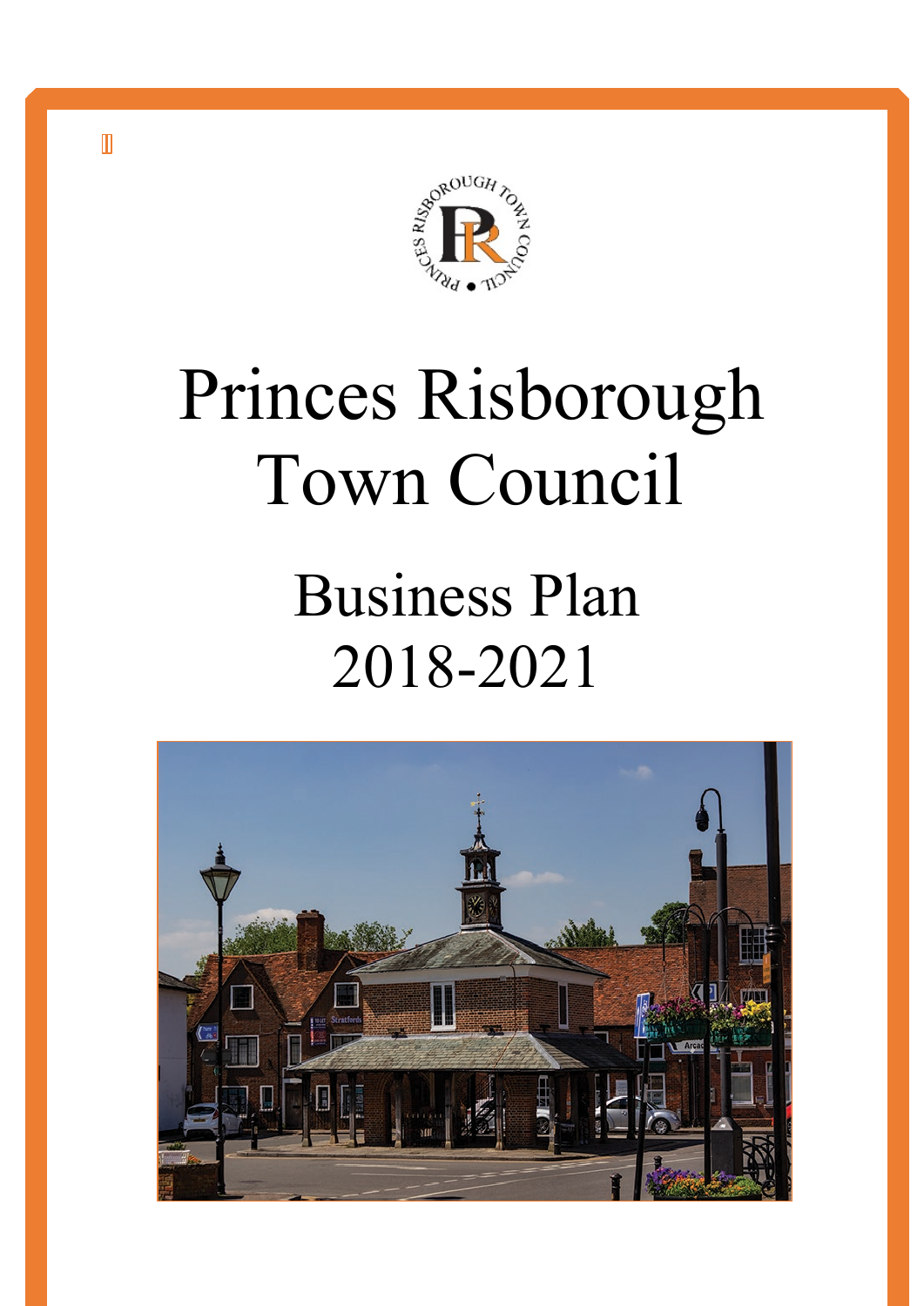# Princes Risborough Town Council

## Business Plan 2018-2021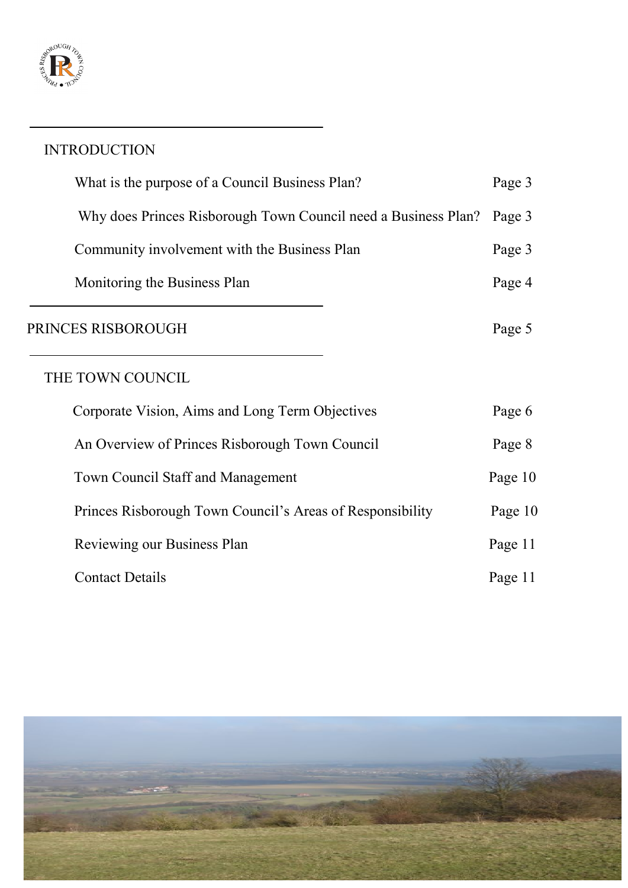## INTRODUCTION

- What is the purpose of a Council Business Plan? — Page 3
- Why does Princes Risborough Town Council need a Business Plan? — Page 3
- Community involvement with the Business Plan — Page 3
- Monitoring the Business Plan — Page 4

## PRINCES RISBOROUGH — Page 5

## THE TOWN COUNCIL

- Corporate Vision, Aims and Long Term Objectives — Page 6
- An Overview of Princes Risborough Town Council — Page 8
- Town Council Staff and Management — Page 10
- Princes Risborough Town Council's Areas of Responsibility — Page 10
- Reviewing our Business Plan — Page 11
- Contact Details — Page 11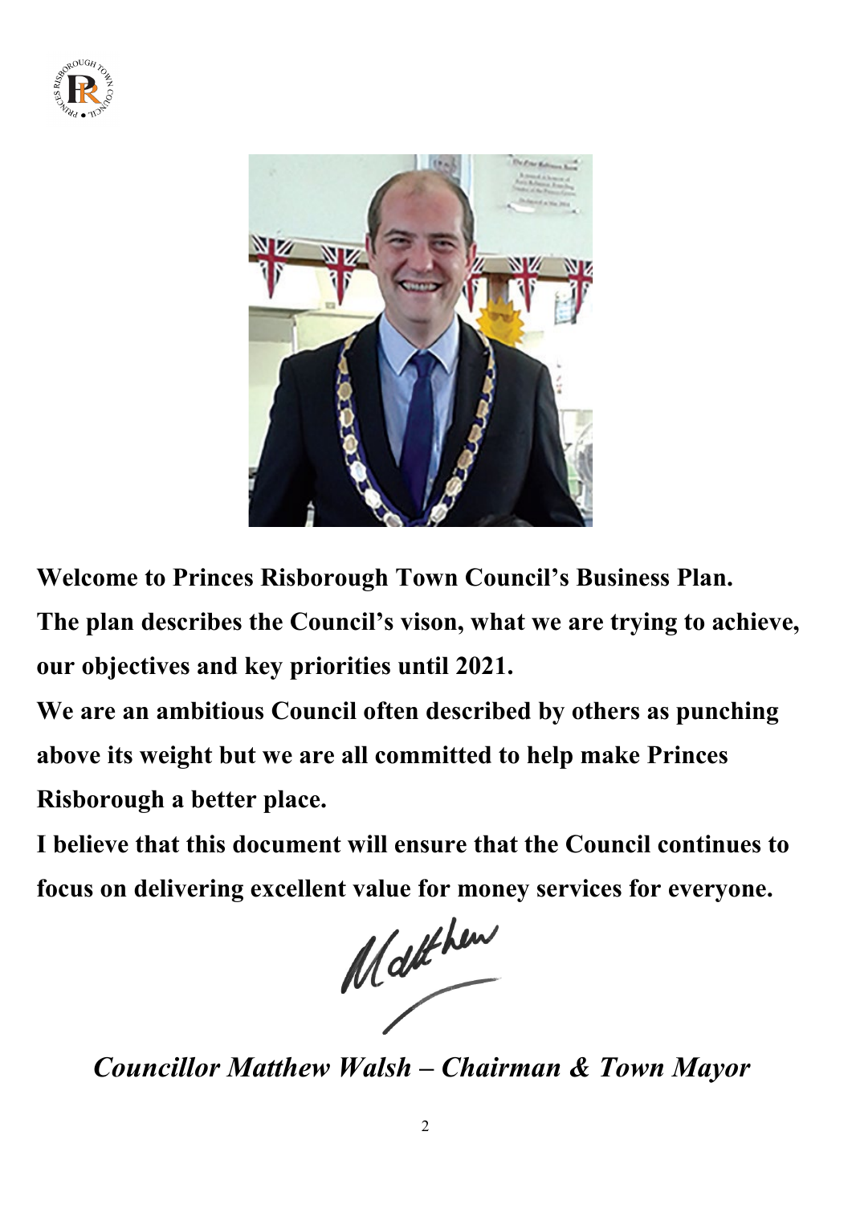**Welcome to Princes Risborough Town Council's Business Plan.**

**The plan describes the Council's vison, what we are trying to achieve, our objectives and key priorities until 2021.**

**We are an ambitious Council often described by others as punching above its weight but we are all committed to help make Princes Risborough a better place.**

**I believe that this document will ensure that the Council continues to focus on delivering excellent value for money services for everyone.**

Matthew

***Councillor Matthew Walsh – Chairman & Town Mayor***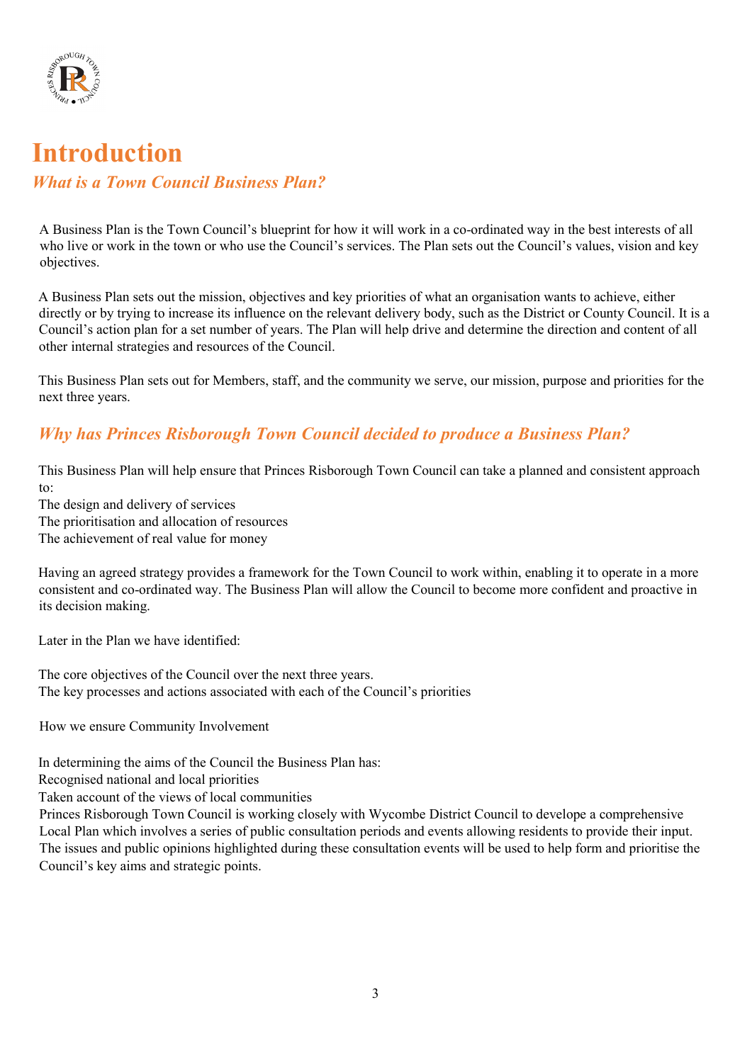# Introduction

## *What is a Town Council Business Plan?*

A Business Plan is the Town Council's blueprint for how it will work in a co-ordinated way in the best interests of all who live or work in the town or who use the Council's services. The Plan sets out the Council's values, vision and key objectives.

A Business Plan sets out the mission, objectives and key priorities of what an organisation wants to achieve, either directly or by trying to increase its influence on the relevant delivery body, such as the District or County Council. It is a Council's action plan for a set number of years. The Plan will help drive and determine the direction and content of all other internal strategies and resources of the Council.

This Business Plan sets out for Members, staff, and the community we serve, our mission, purpose and priorities for the next three years.

## *Why has Princes Risborough Town Council decided to produce a Business Plan?*

This Business Plan will help ensure that Princes Risborough Town Council can take a planned and consistent approach to:

The design and delivery of services
The prioritisation and allocation of resources
The achievement of real value for money

Having an agreed strategy provides a framework for the Town Council to work within, enabling it to operate in a more consistent and co-ordinated way. The Business Plan will allow the Council to become more confident and proactive in its decision making.

Later in the Plan we have identified:

The core objectives of the Council over the next three years.
The key processes and actions associated with each of the Council's priorities

How we ensure Community Involvement

In determining the aims of the Council the Business Plan has:
Recognised national and local priorities
Taken account of the views of local communities
Princes Risborough Town Council is working closely with Wycombe District Council to develope a comprehensive Local Plan which involves a series of public consultation periods and events allowing residents to provide their input. The issues and public opinions highlighted during these consultation events will be used to help form and prioritise the Council's key aims and strategic points.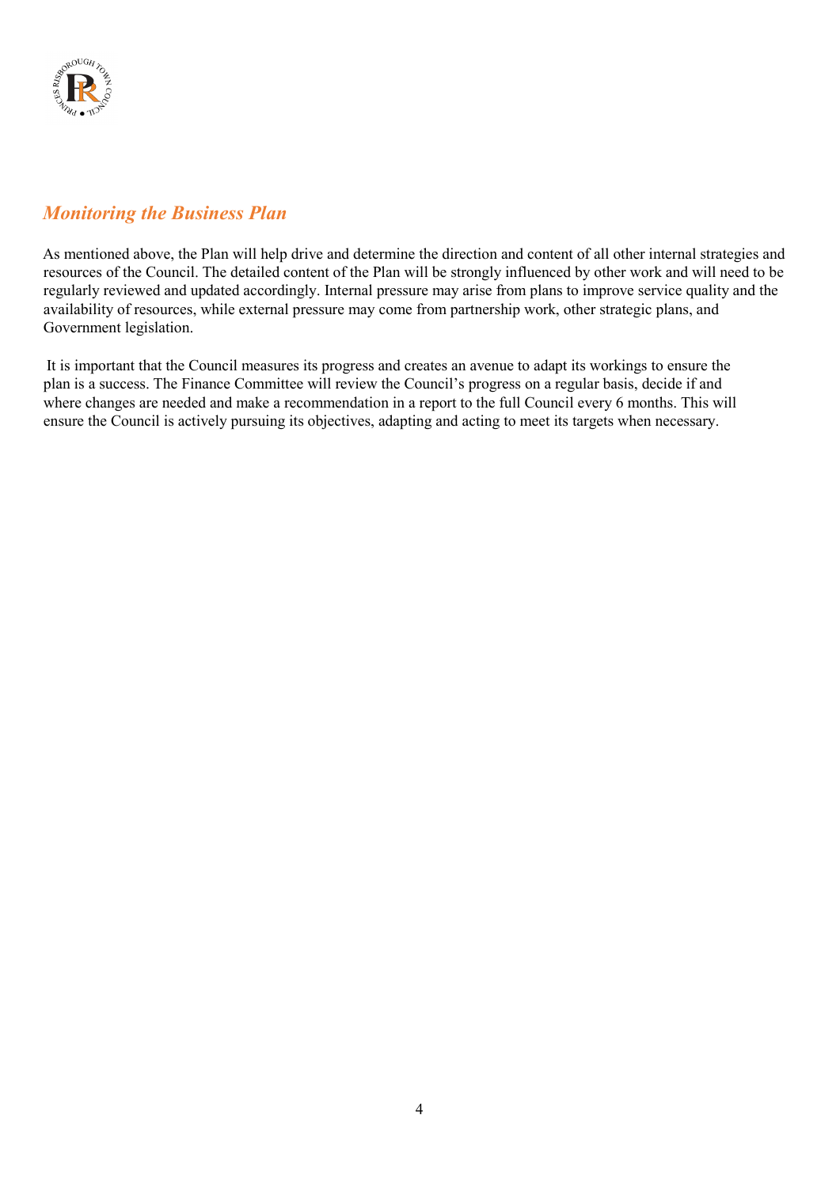## *Monitoring the Business Plan*

As mentioned above, the Plan will help drive and determine the direction and content of all other internal strategies and resources of the Council. The detailed content of the Plan will be strongly influenced by other work and will need to be regularly reviewed and updated accordingly. Internal pressure may arise from plans to improve service quality and the availability of resources, while external pressure may come from partnership work, other strategic plans, and Government legislation.

It is important that the Council measures its progress and creates an avenue to adapt its workings to ensure the plan is a success. The Finance Committee will review the Council's progress on a regular basis, decide if and where changes are needed and make a recommendation in a report to the full Council every 6 months. This will ensure the Council is actively pursuing its objectives, adapting and acting to meet its targets when necessary.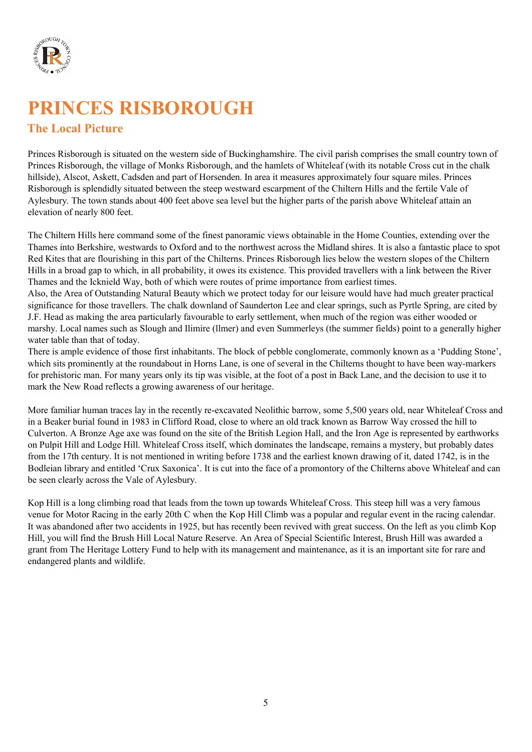# PRINCES RISBOROUGH

## The Local Picture

Princes Risborough is situated on the western side of Buckinghamshire. The civil parish comprises the small country town of Princes Risborough, the village of Monks Risborough, and the hamlets of Whiteleaf (with its notable Cross cut in the chalk hillside), Alscot, Askett, Cadsden and part of Horsenden. In area it measures approximately four square miles. Princes Risborough is splendidly situated between the steep westward escarpment of the Chiltern Hills and the fertile Vale of Aylesbury. The town stands about 400 feet above sea level but the higher parts of the parish above Whiteleaf attain an elevation of nearly 800 feet.

The Chiltern Hills here command some of the finest panoramic views obtainable in the Home Counties, extending over the Thames into Berkshire, westwards to Oxford and to the northwest across the Midland shires. It is also a fantastic place to spot Red Kites that are flourishing in this part of the Chilterns. Princes Risborough lies below the western slopes of the Chiltern Hills in a broad gap to which, in all probability, it owes its existence. This provided travellers with a link between the River Thames and the Icknield Way, both of which were routes of prime importance from earliest times.

Also, the Area of Outstanding Natural Beauty which we protect today for our leisure would have had much greater practical significance for those travellers. The chalk downland of Saunderton Lee and clear springs, such as Pyrtle Spring, are cited by J.F. Head as making the area particularly favourable to early settlement, when much of the region was either wooded or marshy. Local names such as Slough and Ilimire (llmer) and even Summerleys (the summer fields) point to a generally higher water table than that of today.

There is ample evidence of those first inhabitants. The block of pebble conglomerate, commonly known as a 'Pudding Stone', which sits prominently at the roundabout in Horns Lane, is one of several in the Chilterns thought to have been way-markers for prehistoric man. For many years only its tip was visible, at the foot of a post in Back Lane, and the decision to use it to mark the New Road reflects a growing awareness of our heritage.

More familiar human traces lay in the recently re-excavated Neolithic barrow, some 5,500 years old, near Whiteleaf Cross and in a Beaker burial found in 1983 in Clifford Road, close to where an old track known as Barrow Way crossed the hill to Culverton. A Bronze Age axe was found on the site of the British Legion Hall, and the Iron Age is represented by earthworks on Pulpit Hill and Lodge Hill. Whiteleaf Cross itself, which dominates the landscape, remains a mystery, but probably dates from the 17th century. It is not mentioned in writing before 1738 and the earliest known drawing of it, dated 1742, is in the Bodleian library and entitled 'Crux Saxonica'. It is cut into the face of a promontory of the Chilterns above Whiteleaf and can be seen clearly across the Vale of Aylesbury.

Kop Hill is a long climbing road that leads from the town up towards Whiteleaf Cross. This steep hill was a very famous venue for Motor Racing in the early 20th C when the Kop Hill Climb was a popular and regular event in the racing calendar. It was abandoned after two accidents in 1925, but has recently been revived with great success. On the left as you climb Kop Hill, you will find the Brush Hill Local Nature Reserve. An Area of Special Scientific Interest, Brush Hill was awarded a grant from The Heritage Lottery Fund to help with its management and maintenance, as it is an important site for rare and endangered plants and wildlife.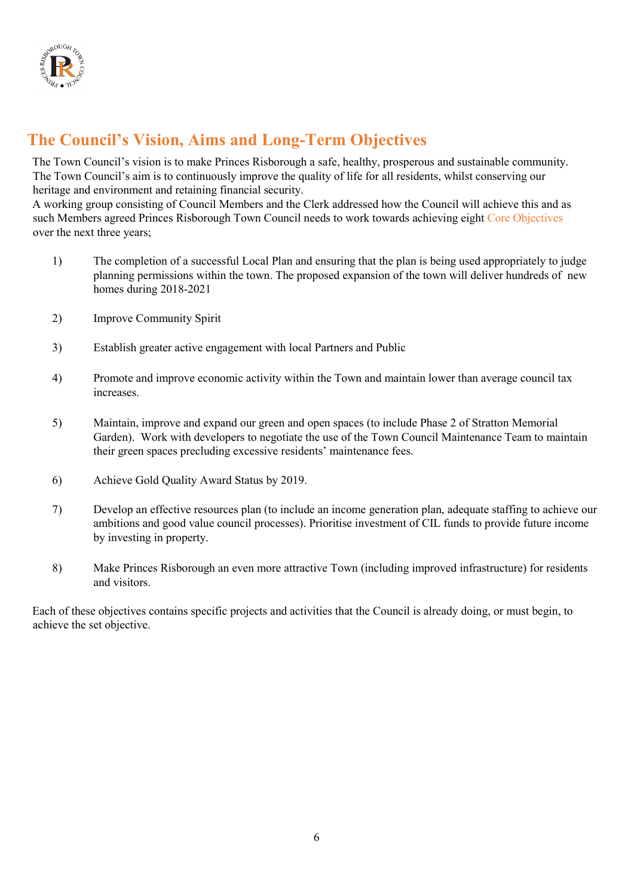# The Council's Vision, Aims and Long-Term Objectives

The Town Council's vision is to make Princes Risborough a safe, healthy, prosperous and sustainable community. The Town Council's aim is to continuously improve the quality of life for all residents, whilst conserving our heritage and environment and retaining financial security.
A working group consisting of Council Members and the Clerk addressed how the Council will achieve this and as such Members agreed Princes Risborough Town Council needs to work towards achieving eight Core Objectives over the next three years;

1) The completion of a successful Local Plan and ensuring that the plan is being used appropriately to judge planning permissions within the town. The proposed expansion of the town will deliver hundreds of new homes during 2018-2021

2) Improve Community Spirit

3) Establish greater active engagement with local Partners and Public

4) Promote and improve economic activity within the Town and maintain lower than average council tax increases.

5) Maintain, improve and expand our green and open spaces (to include Phase 2 of Stratton Memorial Garden). Work with developers to negotiate the use of the Town Council Maintenance Team to maintain their green spaces precluding excessive residents' maintenance fees.

6) Achieve Gold Quality Award Status by 2019.

7) Develop an effective resources plan (to include an income generation plan, adequate staffing to achieve our ambitions and good value council processes). Prioritise investment of CIL funds to provide future income by investing in property.

8) Make Princes Risborough an even more attractive Town (including improved infrastructure) for residents and visitors.

Each of these objectives contains specific projects and activities that the Council is already doing, or must begin, to achieve the set objective.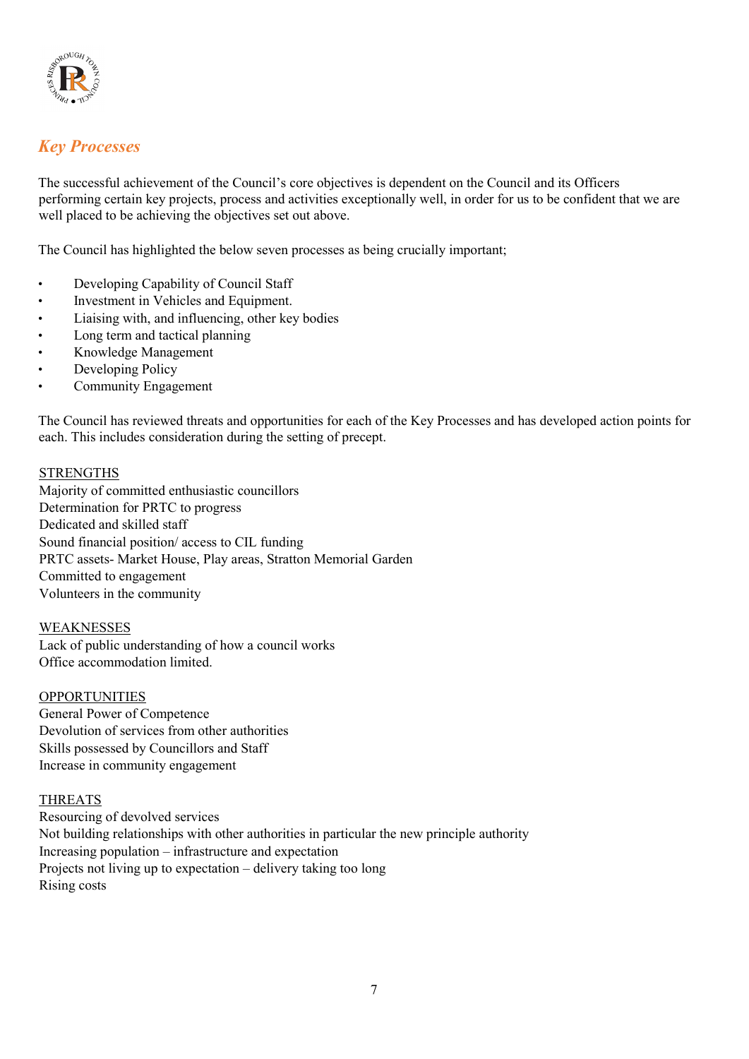## *Key Processes*

The successful achievement of the Council's core objectives is dependent on the Council and its Officers performing certain key projects, process and activities exceptionally well, in order for us to be confident that we are well placed to be achieving the objectives set out above.

The Council has highlighted the below seven processes as being crucially important;

- Developing Capability of Council Staff
- Investment in Vehicles and Equipment.
- Liaising with, and influencing, other key bodies
- Long term and tactical planning
- Knowledge Management
- Developing Policy
- Community Engagement

The Council has reviewed threats and opportunities for each of the Key Processes and has developed action points for each. This includes consideration during the setting of precept.

<u>STRENGTHS</u>
Majority of committed enthusiastic councillors
Determination for PRTC to progress
Dedicated and skilled staff
Sound financial position/ access to CIL funding
PRTC assets- Market House, Play areas, Stratton Memorial Garden
Committed to engagement
Volunteers in the community

<u>WEAKNESSES</u>
Lack of public understanding of how a council works
Office accommodation limited.

<u>OPPORTUNITIES</u>
General Power of Competence
Devolution of services from other authorities
Skills possessed by Councillors and Staff
Increase in community engagement

<u>THREATS</u>
Resourcing of devolved services
Not building relationships with other authorities in particular the new principle authority
Increasing population – infrastructure and expectation
Projects not living up to expectation – delivery taking too long
Rising costs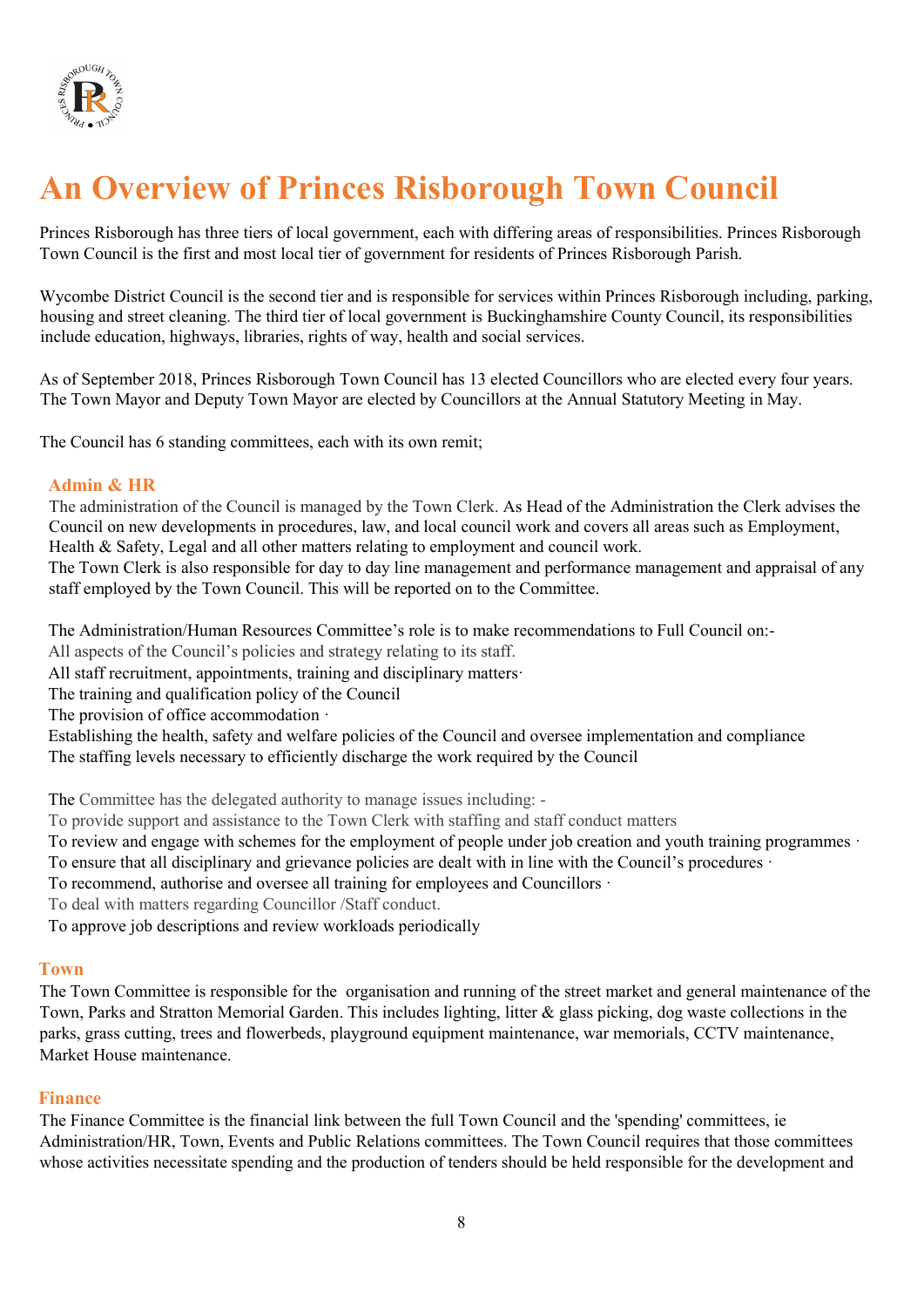# An Overview of Princes Risborough Town Council

Princes Risborough has three tiers of local government, each with differing areas of responsibilities. Princes Risborough Town Council is the first and most local tier of government for residents of Princes Risborough Parish.

Wycombe District Council is the second tier and is responsible for services within Princes Risborough including, parking, housing and street cleaning. The third tier of local government is Buckinghamshire County Council, its responsibilities include education, highways, libraries, rights of way, health and social services.

As of September 2018, Princes Risborough Town Council has 13 elected Councillors who are elected every four years. The Town Mayor and Deputy Town Mayor are elected by Councillors at the Annual Statutory Meeting in May.

The Council has 6 standing committees, each with its own remit;

### Admin & HR

The administration of the Council is managed by the Town Clerk. As Head of the Administration the Clerk advises the Council on new developments in procedures, law, and local council work and covers all areas such as Employment, Health & Safety, Legal and all other matters relating to employment and council work.

The Town Clerk is also responsible for day to day line management and performance management and appraisal of any staff employed by the Town Council. This will be reported on to the Committee.

The Administration/Human Resources Committee's role is to make recommendations to Full Council on:-

All aspects of the Council's policies and strategy relating to its staff.

All staff recruitment, appointments, training and disciplinary matters·

The training and qualification policy of the Council

The provision of office accommodation ·

Establishing the health, safety and welfare policies of the Council and oversee implementation and compliance

The staffing levels necessary to efficiently discharge the work required by the Council

The Committee has the delegated authority to manage issues including: -

To provide support and assistance to the Town Clerk with staffing and staff conduct matters

To review and engage with schemes for the employment of people under job creation and youth training programmes ·

To ensure that all disciplinary and grievance policies are dealt with in line with the Council's procedures ·

To recommend, authorise and oversee all training for employees and Councillors ·

To deal with matters regarding Councillor /Staff conduct.

To approve job descriptions and review workloads periodically

### Town

The Town Committee is responsible for the organisation and running of the street market and general maintenance of the Town, Parks and Stratton Memorial Garden. This includes lighting, litter & glass picking, dog waste collections in the parks, grass cutting, trees and flowerbeds, playground equipment maintenance, war memorials, CCTV maintenance, Market House maintenance.

### Finance

The Finance Committee is the financial link between the full Town Council and the 'spending' committees, ie Administration/HR, Town, Events and Public Relations committees. The Town Council requires that those committees whose activities necessitate spending and the production of tenders should be held responsible for the development and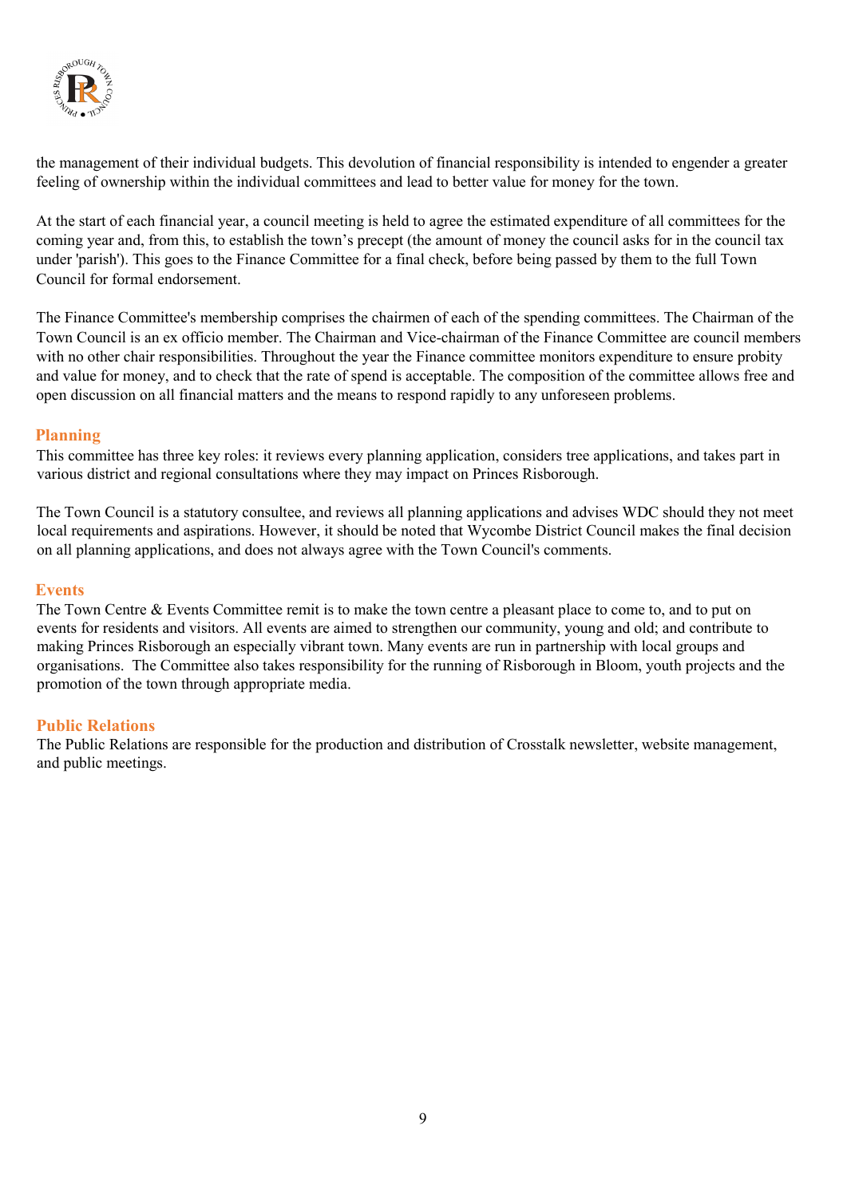the management of their individual budgets. This devolution of financial responsibility is intended to engender a greater feeling of ownership within the individual committees and lead to better value for money for the town.

At the start of each financial year, a council meeting is held to agree the estimated expenditure of all committees for the coming year and, from this, to establish the town's precept (the amount of money the council asks for in the council tax under 'parish'). This goes to the Finance Committee for a final check, before being passed by them to the full Town Council for formal endorsement.

The Finance Committee's membership comprises the chairmen of each of the spending committees. The Chairman of the Town Council is an ex officio member. The Chairman and Vice-chairman of the Finance Committee are council members with no other chair responsibilities. Throughout the year the Finance committee monitors expenditure to ensure probity and value for money, and to check that the rate of spend is acceptable. The composition of the committee allows free and open discussion on all financial matters and the means to respond rapidly to any unforeseen problems.

### Planning

This committee has three key roles: it reviews every planning application, considers tree applications, and takes part in various district and regional consultations where they may impact on Princes Risborough.

The Town Council is a statutory consultee, and reviews all planning applications and advises WDC should they not meet local requirements and aspirations. However, it should be noted that Wycombe District Council makes the final decision on all planning applications, and does not always agree with the Town Council's comments.

### Events

The Town Centre & Events Committee remit is to make the town centre a pleasant place to come to, and to put on events for residents and visitors. All events are aimed to strengthen our community, young and old; and contribute to making Princes Risborough an especially vibrant town. Many events are run in partnership with local groups and organisations. The Committee also takes responsibility for the running of Risborough in Bloom, youth projects and the promotion of the town through appropriate media.

### Public Relations

The Public Relations are responsible for the production and distribution of Crosstalk newsletter, website management, and public meetings.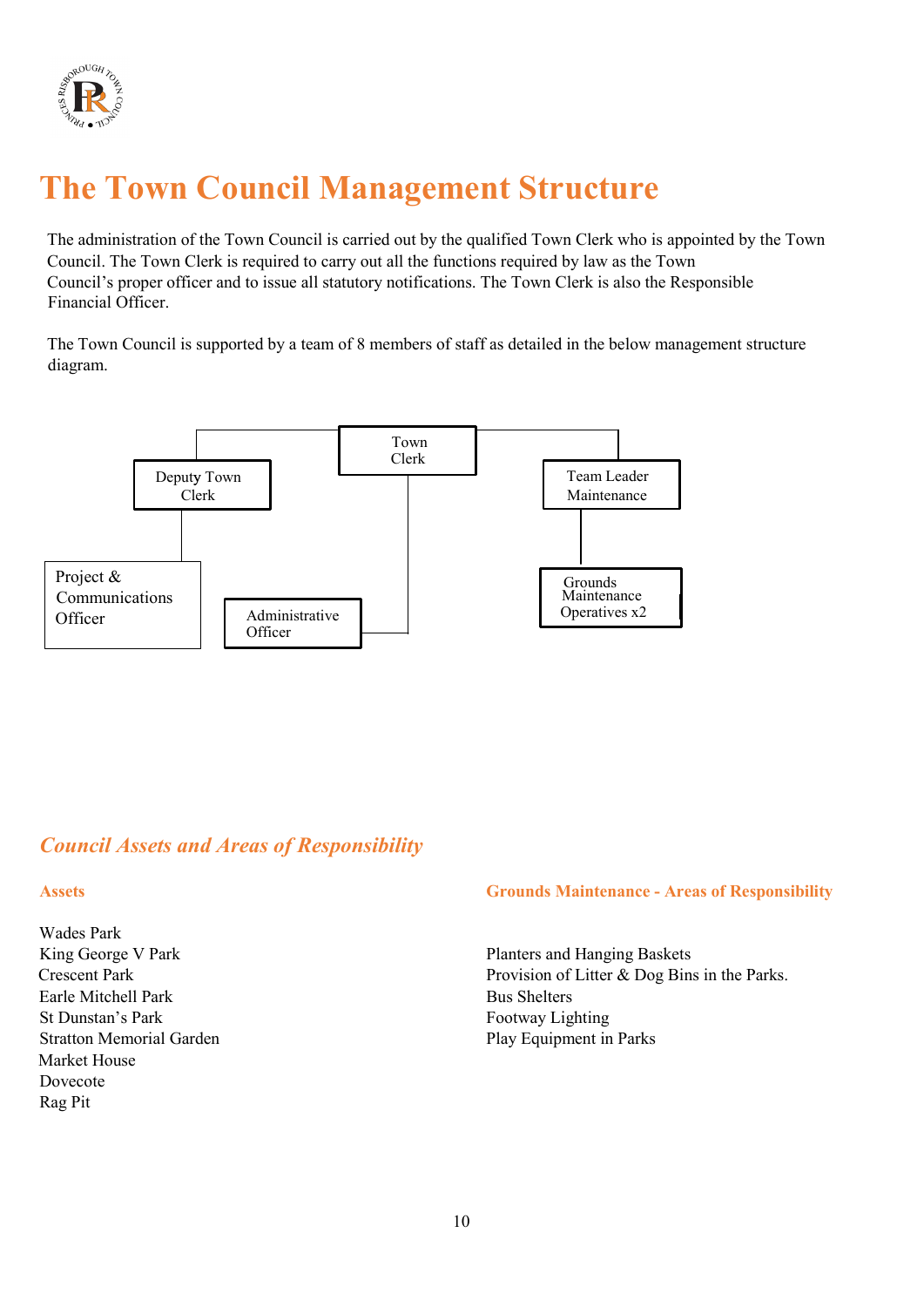# The Town Council Management Structure

The administration of the Town Council is carried out by the qualified Town Clerk who is appointed by the Town Council. The Town Clerk is required to carry out all the functions required by law as the Town Council's proper officer and to issue all statutory notifications. The Town Clerk is also the Responsible Financial Officer.

The Town Council is supported by a team of 8 members of staff as detailed in the below management structure diagram.

- Town Clerk
  - Deputy Town Clerk
    - Project & Communications Officer
  - Administrative Officer
  - Team Leader Maintenance
    - Grounds Maintenance Operatives x2

## *Council Assets and Areas of Responsibility*

### Assets

Wades Park
King George V Park
Crescent Park
Earle Mitchell Park
St Dunstan's Park
Stratton Memorial Garden
Market House
Dovecote
Rag Pit

### Grounds Maintenance - Areas of Responsibility

Planters and Hanging Baskets
Provision of Litter & Dog Bins in the Parks.
Bus Shelters
Footway Lighting
Play Equipment in Parks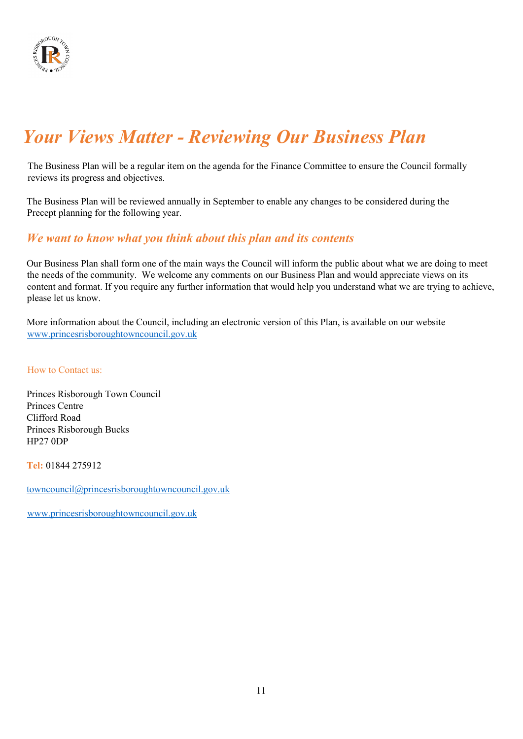# *Your Views Matter - Reviewing Our Business Plan*

The Business Plan will be a regular item on the agenda for the Finance Committee to ensure the Council formally reviews its progress and objectives.

The Business Plan will be reviewed annually in September to enable any changes to be considered during the Precept planning for the following year.

## *We want to know what you think about this plan and its contents*

Our Business Plan shall form one of the main ways the Council will inform the public about what we are doing to meet the needs of the community. We welcome any comments on our Business Plan and would appreciate views on its content and format. If you require any further information that would help you understand what we are trying to achieve, please let us know.

More information about the Council, including an electronic version of this Plan, is available on our website www.princesrisboroughtowncouncil.gov.uk

How to Contact us:

Princes Risborough Town Council
Princes Centre
Clifford Road
Princes Risborough Bucks
HP27 0DP

**Tel:** 01844 275912

towncouncil@princesrisboroughtowncouncil.gov.uk

www.princesrisboroughtowncouncil.gov.uk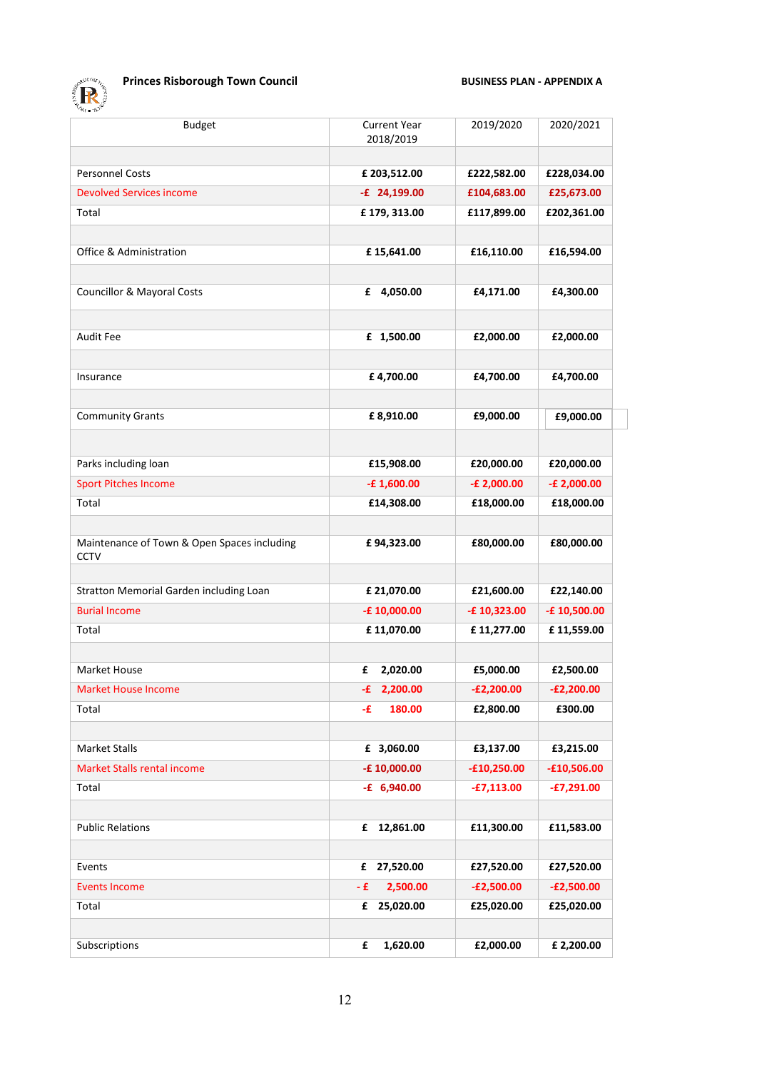**Princes Risborough Town Council** **BUSINESS PLAN - APPENDIX A**

| Budget | Current Year 2018/2019 | 2019/2020 | 2020/2021 |
|---|---|---|---|
| | | | |
| Personnel Costs | **£ 203,512.00** | **£222,582.00** | **£228,034.00** |
| Devolved Services income | **-£ 24,199.00** | **£104,683.00** | **£25,673.00** |
| Total | **£ 179, 313.00** | **£117,899.00** | **£202,361.00** |
| | | | |
| Office & Administration | **£ 15,641.00** | **£16,110.00** | **£16,594.00** |
| | | | |
| Councillor & Mayoral Costs | **£ 4,050.00** | **£4,171.00** | **£4,300.00** |
| | | | |
| Audit Fee | **£ 1,500.00** | **£2,000.00** | **£2,000.00** |
| | | | |
| Insurance | **£ 4,700.00** | **£4,700.00** | **£4,700.00** |
| | | | |
| Community Grants | **£ 8,910.00** | **£9,000.00** | **£9,000.00** |
| | | | |
| Parks including loan | **£15,908.00** | **£20,000.00** | **£20,000.00** |
| Sport Pitches Income | **-£ 1,600.00** | **-£ 2,000.00** | **-£ 2,000.00** |
| Total | **£14,308.00** | **£18,000.00** | **£18,000.00** |
| | | | |
| Maintenance of Town & Open Spaces including CCTV | **£ 94,323.00** | **£80,000.00** | **£80,000.00** |
| | | | |
| Stratton Memorial Garden including Loan | **£ 21,070.00** | **£21,600.00** | **£22,140.00** |
| Burial Income | **-£ 10,000.00** | **-£ 10,323.00** | **-£ 10,500.00** |
| Total | **£ 11,070.00** | **£ 11,277.00** | **£ 11,559.00** |
| | | | |
| Market House | **£ 2,020.00** | **£5,000.00** | **£2,500.00** |
| Market House Income | **-£ 2,200.00** | **-£2,200.00** | **-£2,200.00** |
| Total | **-£ 180.00** | **£2,800.00** | **£300.00** |
| | | | |
| Market Stalls | **£ 3,060.00** | **£3,137.00** | **£3,215.00** |
| Market Stalls rental income | **-£ 10,000.00** | **-£10,250.00** | **-£10,506.00** |
| Total | **-£ 6,940.00** | **-£7,113.00** | **-£7,291.00** |
| | | | |
| Public Relations | **£ 12,861.00** | **£11,300.00** | **£11,583.00** |
| | | | |
| Events | **£ 27,520.00** | **£27,520.00** | **£27,520.00** |
| Events Income | **- £ 2,500.00** | **-£2,500.00** | **-£2,500.00** |
| Total | **£ 25,020.00** | **£25,020.00** | **£25,020.00** |
| | | | |
| Subscriptions | **£ 1,620.00** | **£2,000.00** | **£ 2,200.00** |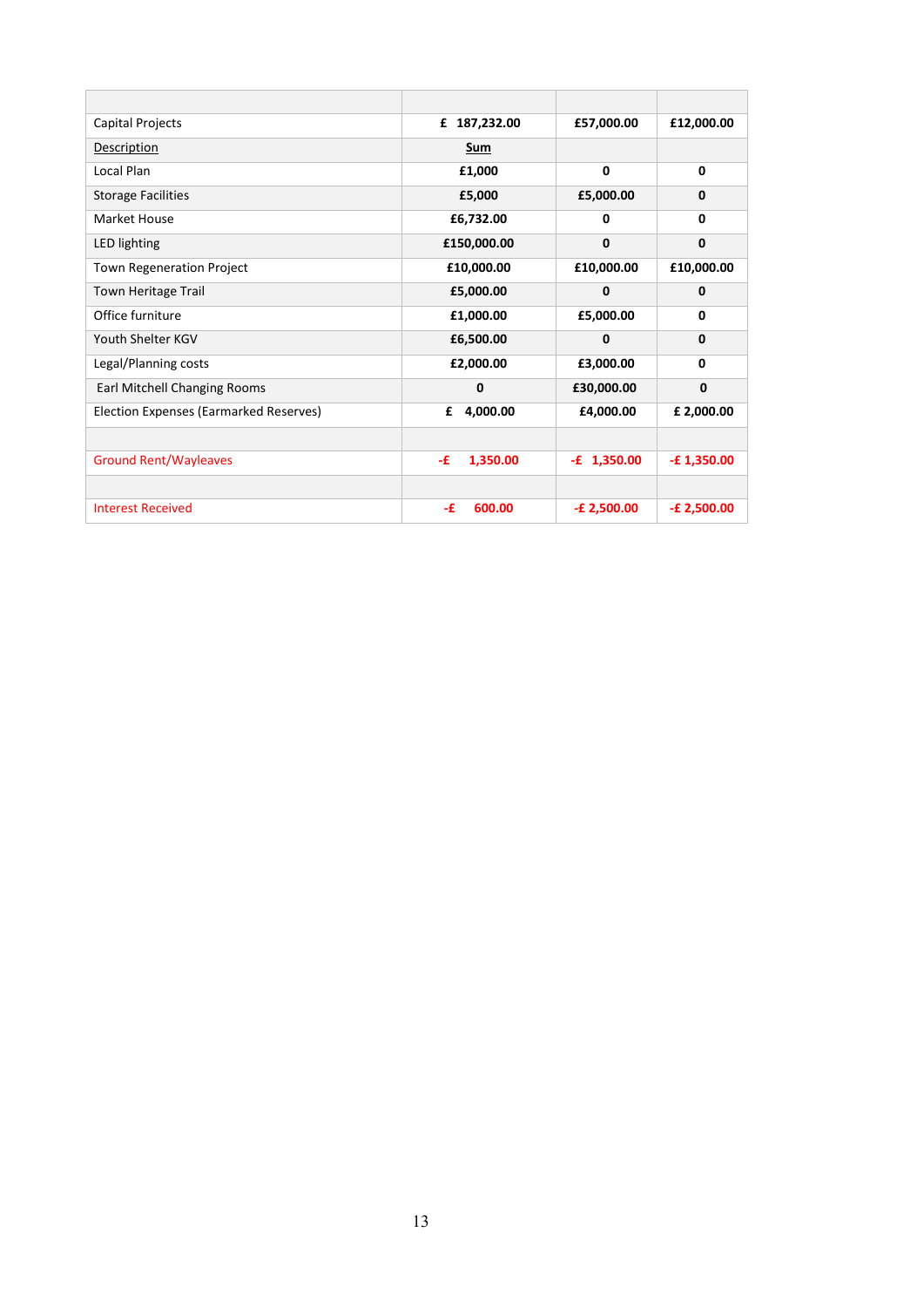| | | | |
|---|---|---|---|
| Capital Projects | £ 187,232.00 | £57,000.00 | £12,000.00 |
| Description | Sum | | |
| Local Plan | £1,000 | 0 | 0 |
| Storage Facilities | £5,000 | £5,000.00 | 0 |
| Market House | £6,732.00 | 0 | 0 |
| LED lighting | £150,000.00 | 0 | 0 |
| Town Regeneration Project | £10,000.00 | £10,000.00 | £10,000.00 |
| Town Heritage Trail | £5,000.00 | 0 | 0 |
| Office furniture | £1,000.00 | £5,000.00 | 0 |
| Youth Shelter KGV | £6,500.00 | 0 | 0 |
| Legal/Planning costs | £2,000.00 | £3,000.00 | 0 |
| Earl Mitchell Changing Rooms | 0 | £30,000.00 | 0 |
| Election Expenses (Earmarked Reserves) | £ 4,000.00 | £4,000.00 | £ 2,000.00 |
| | | | |
| Ground Rent/Wayleaves | -£ 1,350.00 | -£ 1,350.00 | -£ 1,350.00 |
| | | | |
| Interest Received | -£ 600.00 | -£ 2,500.00 | -£ 2,500.00 |